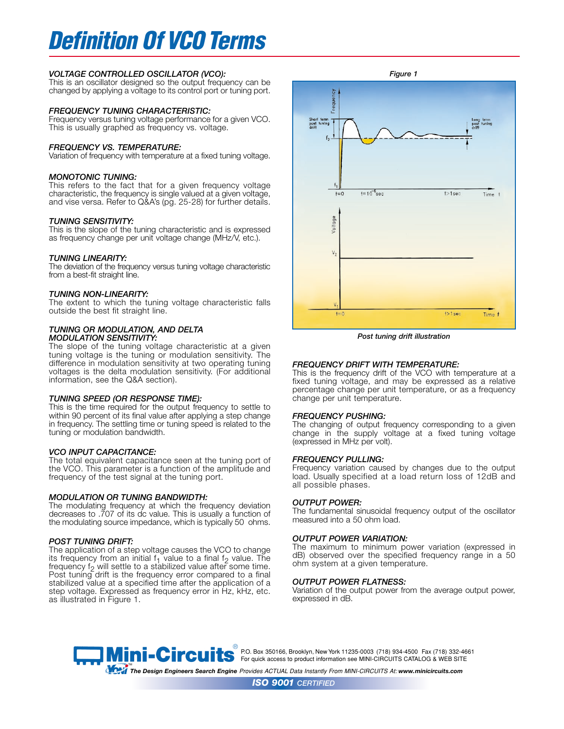# Definition Of VCO Terms

### VOLTAGE CONTROLLED OSCILLATOR (VCO):

This is an oscillator designed so the output frequency can be changed by applying a voltage to its control port or tuning port.

### FREQUENCY TUNING CHARACTERISTIC:

Frequency versus tuning voltage performance for a given VCO. This is usually graphed as frequency vs. voltage.

### FREQUENCY VS. TEMPERATURE:

Variation of frequency with temperature at a fixed tuning voltage.

### MONOTONIC TUNING:

This refers to the fact that for a given frequency voltage characteristic, the frequency is single valued at a given voltage, and vise versa. Refer to Q&A's (pg. 25-28) for further details.

### TUNING SENSITIVITY:

This is the slope of the tuning characteristic and is expressed as frequency change per unit voltage change (MHz/V, etc.).

### TUNING LINEARITY:

The deviation of the frequency versus tuning voltage characteristic from a best-fit straight line.

### TUNING NON-LINEARITY:

The extent to which the tuning voltage characteristic falls outside the best fit straight line.

### TUNING OR MODULATION, AND DELTA MODULATION SENSITIVITY:

The slope of the tuning voltage characteristic at a given tuning voltage is the tuning or modulation sensitivity. The difference in modulation sensitivity at two operating tuning voltages is the delta modulation sensitivity. (For additional information, see the Q&A section).

### TUNING SPEED (OR RESPONSE TIME):

This is the time required for the output frequency to settle to within 90 percent of its final value after applying a step change in frequency. The settling time or tuning speed is related to the tuning or modulation bandwidth.

### VCO INPUT CAPACITANCE:

The total equivalent capacitance seen at the tuning port of the VCO. This parameter is a function of the amplitude and frequency of the test signal at the tuning port.

### MODULATION OR TUNING BANDWIDTH:

The modulating frequency at which the frequency deviation decreases to .707 of its dc value. This is usually a function of the modulating source impedance, which is typically 50 ohms.

### POST TUNING DRIFT:

The application of a step voltage causes the VCO to change its frequency from an initial $f_1$ value to a final $f_2$ value. The frequency $f_2$ will settle to a stabilized value after some time. Post tuning drift is the frequency error compared to a final stabilized value at a specified time after the application of a step voltage. Expressed as frequency error in Hz, kHz, etc. as illustrated in Figure 1.

*Figure 1*

*Post tuning drift illustration*

### FREQUENCY DRIFT WITH TEMPERATURE:

This is the frequency drift of the VCO with temperature at a fixed tuning voltage, and may be expressed as a relative percentage change per unit temperature, or as a frequency change per unit temperature.

### FREQUENCY PUSHING:

The changing of output frequency corresponding to a given change in the supply voltage at a fixed tuning voltage (expressed in MHz per volt).

### FREQUENCY PULLING:

Frequency variation caused by changes due to the output load. Usually specified at a load return loss of 12dB and all possible phases.

### OUTPUT POWER:

The fundamental sinusoidal frequency output of the oscillator measured into a 50 ohm load.

### OUTPUT POWER VARIATION:

The maximum to minimum power variation (expressed in dB) observed over the specified frequency range in a 50 ohm system at a given temperature.

### OUTPUT POWER FLATNESS:

Variation of the output power from the average output power, expressed in dB.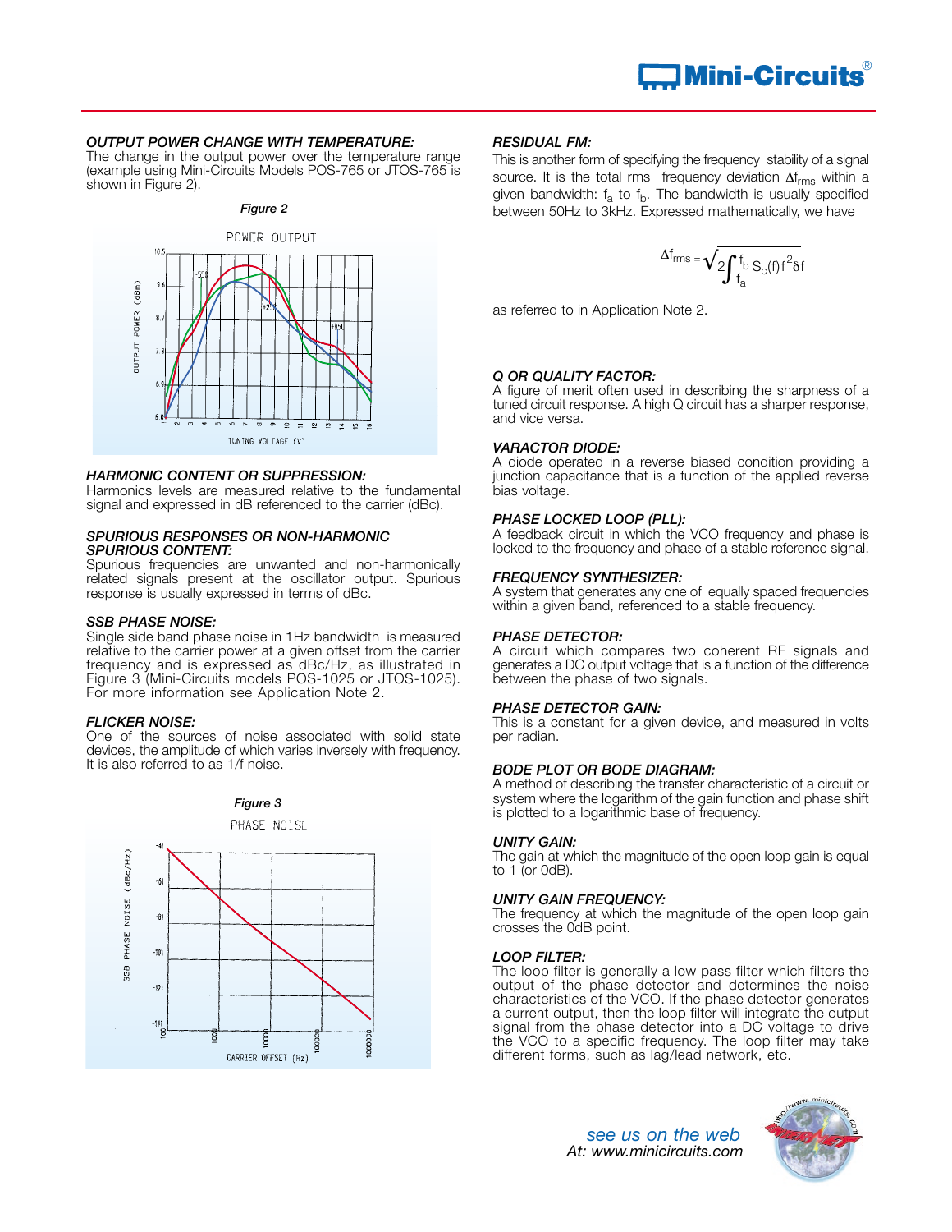### OUTPUT POWER CHANGE WITH TEMPERATURE:

The change in the output power over the temperature range (example using Mini-Circuits Models POS-765 or JTOS-765 is shown in Figure 2).

*Figure 2*

POWER OUTPUT

OUTPUT POWER (dBm)

10.5
9.6
8.7
7.8
6.9
6.0

-55C
+25C
+85C

1 2 3 4 5 6 7 8 9 10 11 12 13 14 15 16

TUNING VOLTAGE (V)

### HARMONIC CONTENT OR SUPPRESSION:

Harmonics levels are measured relative to the fundamental signal and expressed in dB referenced to the carrier (dBc).

### SPURIOUS RESPONSES OR NON-HARMONIC SPURIOUS CONTENT:

Spurious frequencies are unwanted and non-harmonically related signals present at the oscillator output. Spurious response is usually expressed in terms of dBc.

### SSB PHASE NOISE:

Single side band phase noise in 1Hz bandwidth is measured relative to the carrier power at a given offset from the carrier frequency and is expressed as dBc/Hz, as illustrated in Figure 3 (Mini-Circuits models POS-1025 or JTOS-1025). For more information see Application Note 2.

### FLICKER NOISE:

One of the sources of noise associated with solid state devices, the amplitude of which varies inversely with frequency. It is also referred to as 1/f noise.

*Figure 3*

PHASE NOISE

SSB PHASE NOISE (dBc/Hz)

-41
-61
-81
-101
-121
-141

100
1000
10000
100000
1000000

CARRIER OFFSET (Hz)

### RESIDUAL FM:

This is another form of specifying the frequency stability of a signal source. It is the total rms frequency deviation $\Delta f_{rms}$ within a given bandwidth: $f_a$ to $f_b$. The bandwidth is usually specified between 50Hz to 3kHz. Expressed mathematically, we have

$$\Delta f_{rms} = \sqrt{2\int_{f_a}^{f_b} S_c(f) f^2 \delta f}$$

as referred to in Application Note 2.

### Q OR QUALITY FACTOR:

A figure of merit often used in describing the sharpness of a tuned circuit response. A high Q circuit has a sharper response, and vice versa.

### VARACTOR DIODE:

A diode operated in a reverse biased condition providing a junction capacitance that is a function of the applied reverse bias voltage.

### PHASE LOCKED LOOP (PLL):

A feedback circuit in which the VCO frequency and phase is locked to the frequency and phase of a stable reference signal.

### FREQUENCY SYNTHESIZER:

A system that generates any one of equally spaced frequencies within a given band, referenced to a stable frequency.

### PHASE DETECTOR:

A circuit which compares two coherent RF signals and generates a DC output voltage that is a function of the difference between the phase of two signals.

### PHASE DETECTOR GAIN:

This is a constant for a given device, and measured in volts per radian.

### BODE PLOT OR BODE DIAGRAM:

A method of describing the transfer characteristic of a circuit or system where the logarithm of the gain function and phase shift is plotted to a logarithmic base of frequency.

### UNITY GAIN:

The gain at which the magnitude of the open loop gain is equal to 1 (or 0dB).

### UNITY GAIN FREQUENCY:

The frequency at which the magnitude of the open loop gain crosses the 0dB point.

### LOOP FILTER:

The loop filter is generally a low pass filter which filters the output of the phase detector and determines the noise characteristics of the VCO. If the phase detector generates a current output, then the loop filter will integrate the output signal from the phase detector into a DC voltage to drive the VCO to a specific frequency. The loop filter may take different forms, such as lag/lead network, etc.

*see us on the web*
*At: www.minicircuits.com*